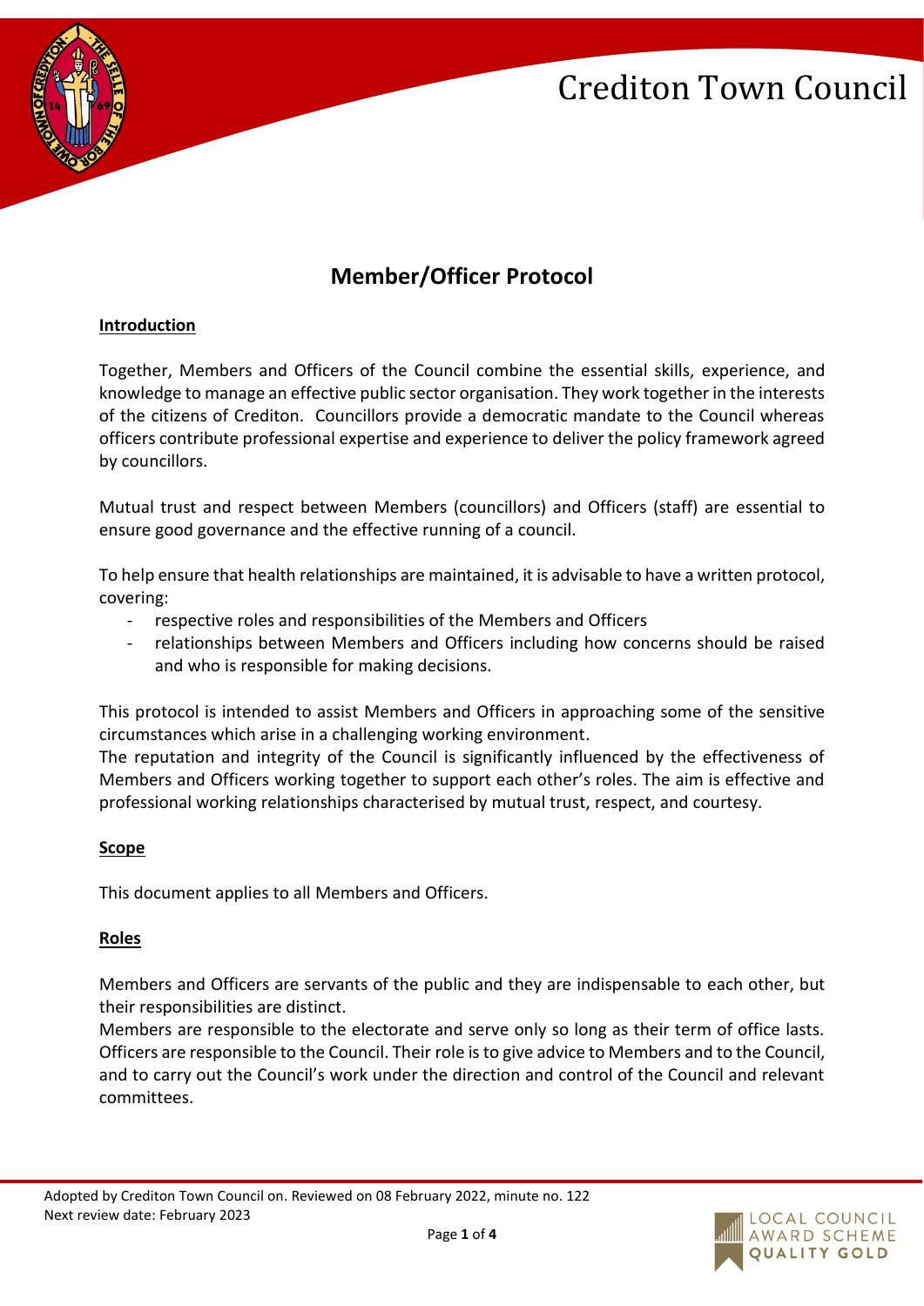# Crediton Town Council

## Member/Officer Protocol

**Introduction**

Together, Members and Officers of the Council combine the essential skills, experience, and knowledge to manage an effective public sector organisation. They work together in the interests of the citizens of Crediton. Councillors provide a democratic mandate to the Council whereas officers contribute professional expertise and experience to deliver the policy framework agreed by councillors.

Mutual trust and respect between Members (councillors) and Officers (staff) are essential to ensure good governance and the effective running of a council.

To help ensure that health relationships are maintained, it is advisable to have a written protocol, covering:

- respective roles and responsibilities of the Members and Officers
- relationships between Members and Officers including how concerns should be raised and who is responsible for making decisions.

This protocol is intended to assist Members and Officers in approaching some of the sensitive circumstances which arise in a challenging working environment.

The reputation and integrity of the Council is significantly influenced by the effectiveness of Members and Officers working together to support each other's roles. The aim is effective and professional working relationships characterised by mutual trust, respect, and courtesy.

**Scope**

This document applies to all Members and Officers.

**Roles**

Members and Officers are servants of the public and they are indispensable to each other, but their responsibilities are distinct.

Members are responsible to the electorate and serve only so long as their term of office lasts. Officers are responsible to the Council. Their role is to give advice to Members and to the Council, and to carry out the Council's work under the direction and control of the Council and relevant committees.

Adopted by Crediton Town Council on. Reviewed on 08 February 2022, minute no. 122
Next review date: February 2023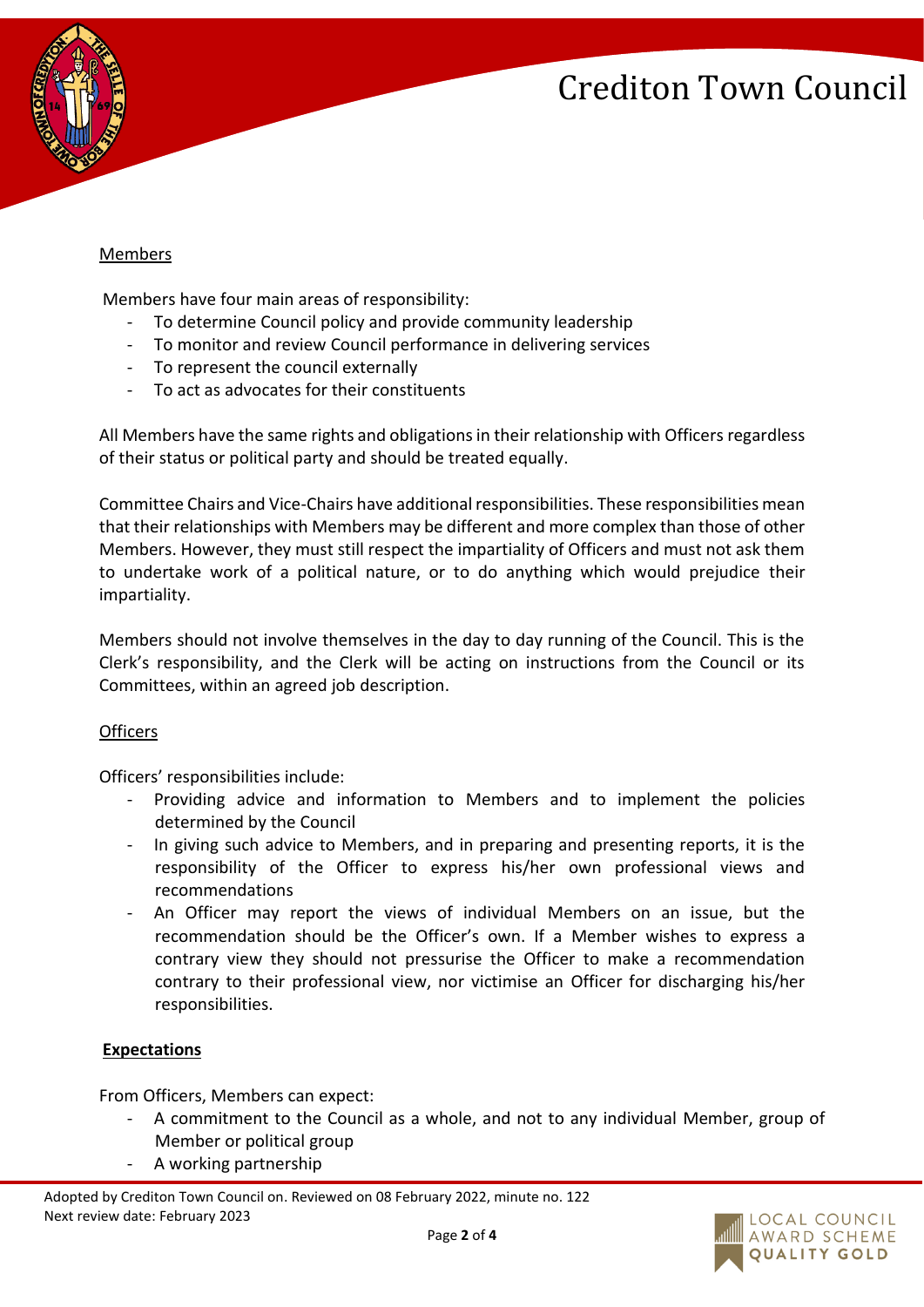## Members

Members have four main areas of responsibility:

- To determine Council policy and provide community leadership
- To monitor and review Council performance in delivering services
- To represent the council externally
- To act as advocates for their constituents

All Members have the same rights and obligations in their relationship with Officers regardless of their status or political party and should be treated equally.

Committee Chairs and Vice-Chairs have additional responsibilities. These responsibilities mean that their relationships with Members may be different and more complex than those of other Members. However, they must still respect the impartiality of Officers and must not ask them to undertake work of a political nature, or to do anything which would prejudice their impartiality.

Members should not involve themselves in the day to day running of the Council. This is the Clerk's responsibility, and the Clerk will be acting on instructions from the Council or its Committees, within an agreed job description.

## Officers

Officers' responsibilities include:

- Providing advice and information to Members and to implement the policies determined by the Council
- In giving such advice to Members, and in preparing and presenting reports, it is the responsibility of the Officer to express his/her own professional views and recommendations
- An Officer may report the views of individual Members on an issue, but the recommendation should be the Officer's own. If a Member wishes to express a contrary view they should not pressurise the Officer to make a recommendation contrary to their professional view, nor victimise an Officer for discharging his/her responsibilities.

## **Expectations**

From Officers, Members can expect:

- A commitment to the Council as a whole, and not to any individual Member, group of Member or political group
- A working partnership

Adopted by Crediton Town Council on. Reviewed on 08 February 2022, minute no. 122
Next review date: February 2023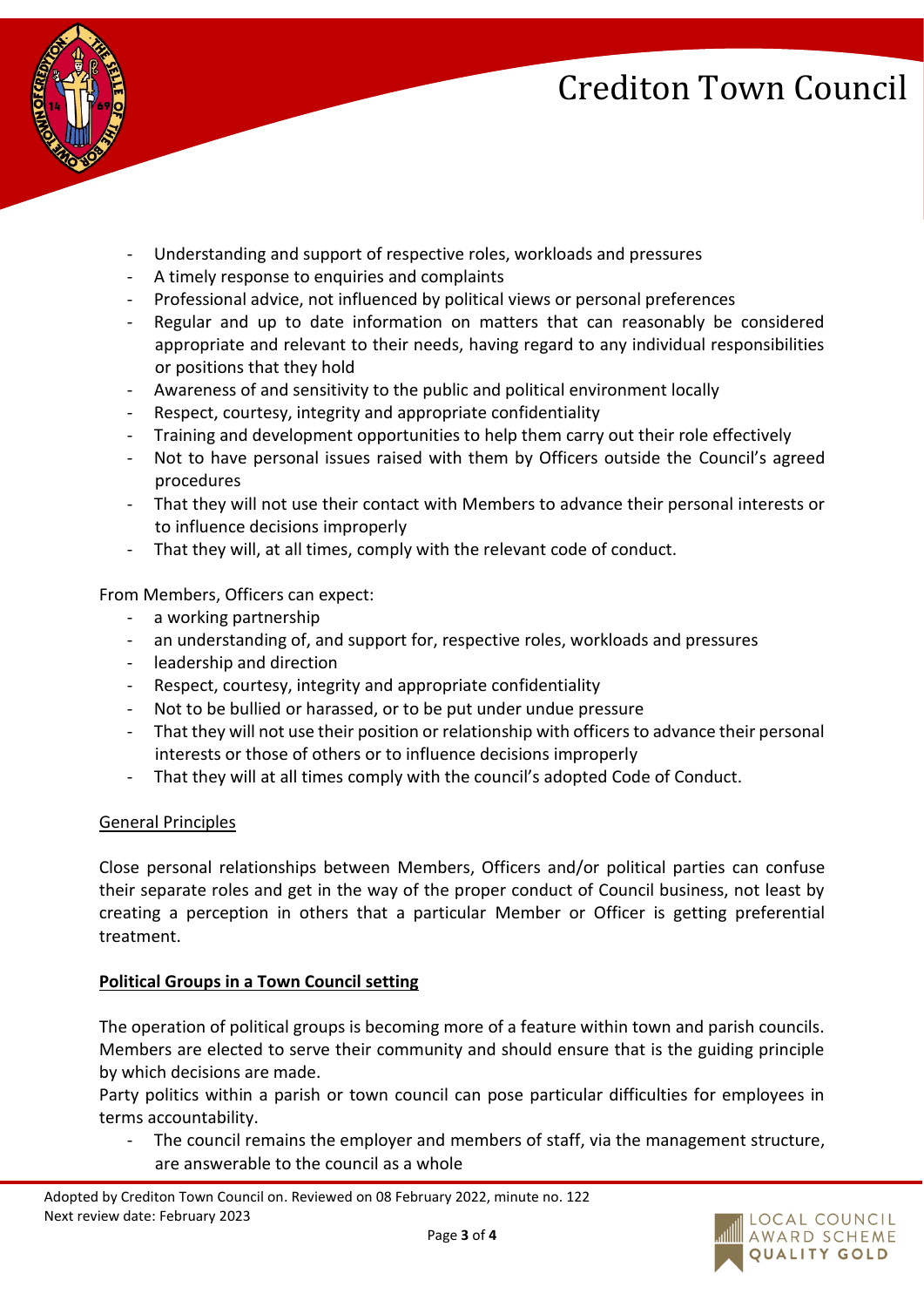- Understanding and support of respective roles, workloads and pressures
- A timely response to enquiries and complaints
- Professional advice, not influenced by political views or personal preferences
- Regular and up to date information on matters that can reasonably be considered appropriate and relevant to their needs, having regard to any individual responsibilities or positions that they hold
- Awareness of and sensitivity to the public and political environment locally
- Respect, courtesy, integrity and appropriate confidentiality
- Training and development opportunities to help them carry out their role effectively
- Not to have personal issues raised with them by Officers outside the Council's agreed procedures
- That they will not use their contact with Members to advance their personal interests or to influence decisions improperly
- That they will, at all times, comply with the relevant code of conduct.

From Members, Officers can expect:

- a working partnership
- an understanding of, and support for, respective roles, workloads and pressures
- leadership and direction
- Respect, courtesy, integrity and appropriate confidentiality
- Not to be bullied or harassed, or to be put under undue pressure
- That they will not use their position or relationship with officers to advance their personal interests or those of others or to influence decisions improperly
- That they will at all times comply with the council's adopted Code of Conduct.

<u>General Principles</u>

Close personal relationships between Members, Officers and/or political parties can confuse their separate roles and get in the way of the proper conduct of Council business, not least by creating a perception in others that a particular Member or Officer is getting preferential treatment.

**<u>Political Groups in a Town Council setting</u>**

The operation of political groups is becoming more of a feature within town and parish councils. Members are elected to serve their community and should ensure that is the guiding principle by which decisions are made.

Party politics within a parish or town council can pose particular difficulties for employees in terms accountability.

- The council remains the employer and members of staff, via the management structure, are answerable to the council as a whole

Adopted by Crediton Town Council on. Reviewed on 08 February 2022, minute no. 122
Next review date: February 2023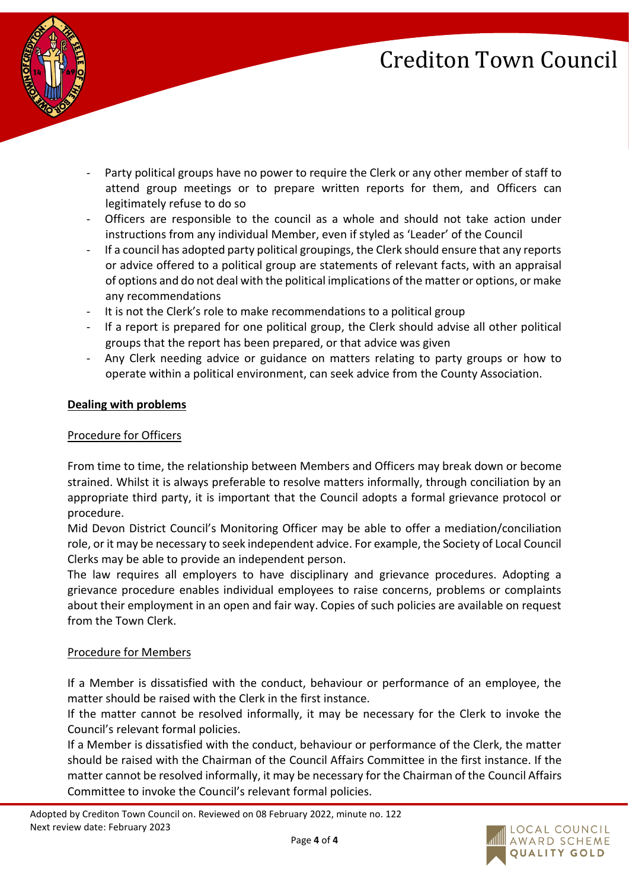- Party political groups have no power to require the Clerk or any other member of staff to attend group meetings or to prepare written reports for them, and Officers can legitimately refuse to do so
- Officers are responsible to the council as a whole and should not take action under instructions from any individual Member, even if styled as 'Leader' of the Council
- If a council has adopted party political groupings, the Clerk should ensure that any reports or advice offered to a political group are statements of relevant facts, with an appraisal of options and do not deal with the political implications of the matter or options, or make any recommendations
- It is not the Clerk's role to make recommendations to a political group
- If a report is prepared for one political group, the Clerk should advise all other political groups that the report has been prepared, or that advice was given
- Any Clerk needing advice or guidance on matters relating to party groups or how to operate within a political environment, can seek advice from the County Association.

## Dealing with problems

### Procedure for Officers

From time to time, the relationship between Members and Officers may break down or become strained. Whilst it is always preferable to resolve matters informally, through conciliation by an appropriate third party, it is important that the Council adopts a formal grievance protocol or procedure.

Mid Devon District Council's Monitoring Officer may be able to offer a mediation/conciliation role, or it may be necessary to seek independent advice. For example, the Society of Local Council Clerks may be able to provide an independent person.

The law requires all employers to have disciplinary and grievance procedures. Adopting a grievance procedure enables individual employees to raise concerns, problems or complaints about their employment in an open and fair way. Copies of such policies are available on request from the Town Clerk.

### Procedure for Members

If a Member is dissatisfied with the conduct, behaviour or performance of an employee, the matter should be raised with the Clerk in the first instance.

If the matter cannot be resolved informally, it may be necessary for the Clerk to invoke the Council's relevant formal policies.

If a Member is dissatisfied with the conduct, behaviour or performance of the Clerk, the matter should be raised with the Chairman of the Council Affairs Committee in the first instance. If the matter cannot be resolved informally, it may be necessary for the Chairman of the Council Affairs Committee to invoke the Council's relevant formal policies.

Adopted by Crediton Town Council on. Reviewed on 08 February 2022, minute no. 122
Next review date: February 2023